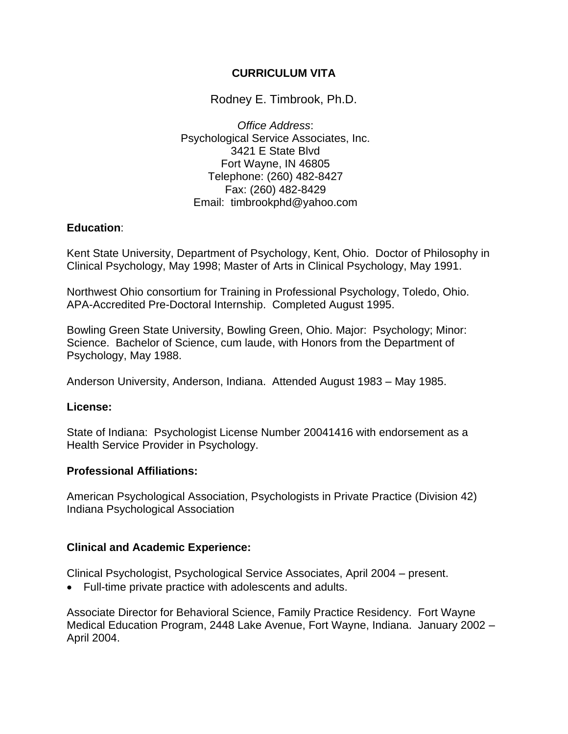# CURRICULUM VITA

Rodney E. Timbrook, Ph.D.

*Office Address*:
Psychological Service Associates, Inc.
3421 E State Blvd
Fort Wayne, IN 46805
Telephone: (260) 482-8427
Fax: (260) 482-8429
Email: timbrookphd@yahoo.com

**Education**:

Kent State University, Department of Psychology, Kent, Ohio. Doctor of Philosophy in Clinical Psychology, May 1998; Master of Arts in Clinical Psychology, May 1991.

Northwest Ohio consortium for Training in Professional Psychology, Toledo, Ohio. APA-Accredited Pre-Doctoral Internship. Completed August 1995.

Bowling Green State University, Bowling Green, Ohio. Major: Psychology; Minor: Science. Bachelor of Science, cum laude, with Honors from the Department of Psychology, May 1988.

Anderson University, Anderson, Indiana. Attended August 1983 – May 1985.

**License:**

State of Indiana: Psychologist License Number 20041416 with endorsement as a Health Service Provider in Psychology.

**Professional Affiliations:**

American Psychological Association, Psychologists in Private Practice (Division 42)
Indiana Psychological Association

**Clinical and Academic Experience:**

Clinical Psychologist, Psychological Service Associates, April 2004 – present.

- Full-time private practice with adolescents and adults.

Associate Director for Behavioral Science, Family Practice Residency. Fort Wayne Medical Education Program, 2448 Lake Avenue, Fort Wayne, Indiana. January 2002 – April 2004.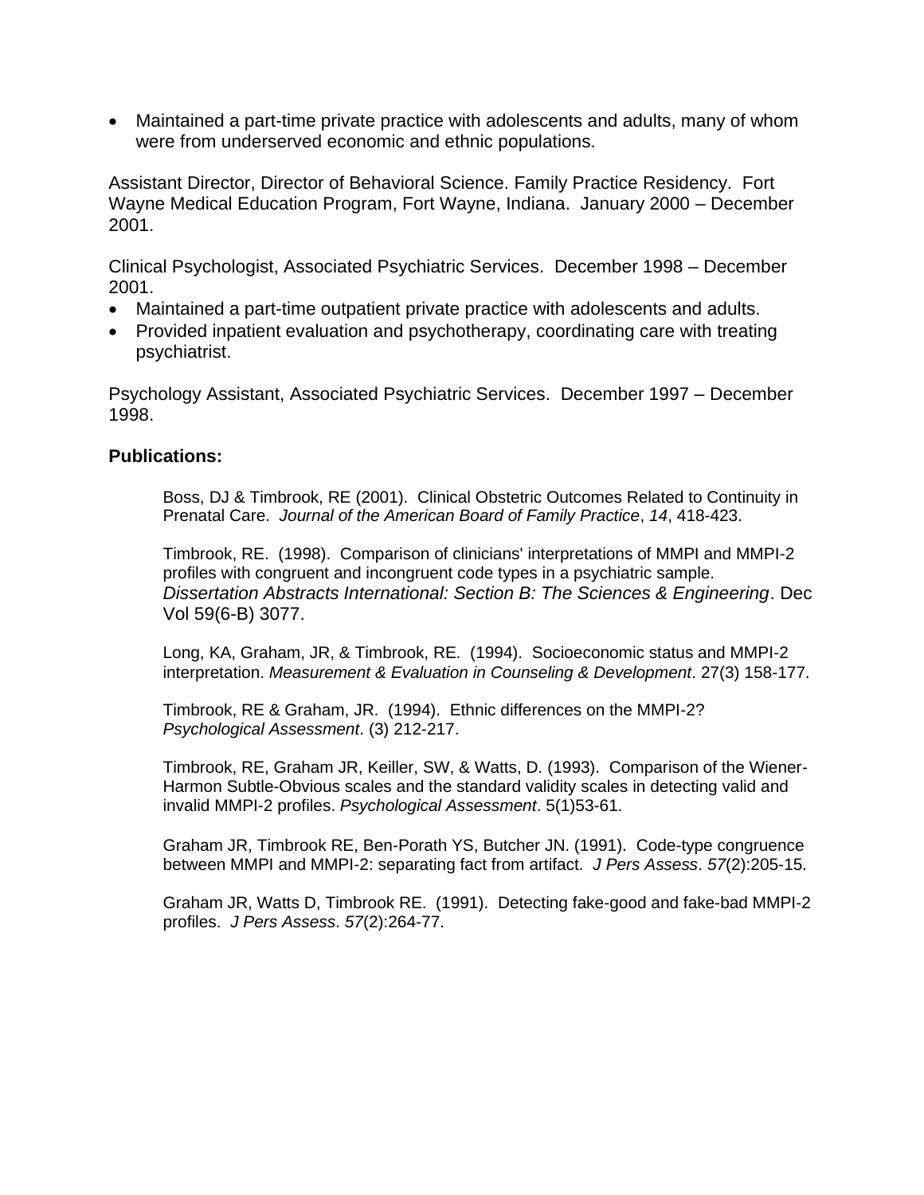- Maintained a part-time private practice with adolescents and adults, many of whom were from underserved economic and ethnic populations.

Assistant Director, Director of Behavioral Science. Family Practice Residency. Fort Wayne Medical Education Program, Fort Wayne, Indiana. January 2000 – December 2001.

Clinical Psychologist, Associated Psychiatric Services. December 1998 – December 2001.

- Maintained a part-time outpatient private practice with adolescents and adults.
- Provided inpatient evaluation and psychotherapy, coordinating care with treating psychiatrist.

Psychology Assistant, Associated Psychiatric Services. December 1997 – December 1998.

**Publications:**

Boss, DJ & Timbrook, RE (2001). Clinical Obstetric Outcomes Related to Continuity in Prenatal Care. *Journal of the American Board of Family Practice*, *14*, 418-423.

Timbrook, RE. (1998). Comparison of clinicians' interpretations of MMPI and MMPI-2 profiles with congruent and incongruent code types in a psychiatric sample. *Dissertation Abstracts International: Section B: The Sciences & Engineering*. Dec Vol 59(6-B) 3077.

Long, KA, Graham, JR, & Timbrook, RE. (1994). Socioeconomic status and MMPI-2 interpretation. *Measurement & Evaluation in Counseling & Development*. 27(3) 158-177.

Timbrook, RE & Graham, JR. (1994). Ethnic differences on the MMPI-2? *Psychological Assessment*. (3) 212-217.

Timbrook, RE, Graham JR, Keiller, SW, & Watts, D. (1993). Comparison of the Wiener-Harmon Subtle-Obvious scales and the standard validity scales in detecting valid and invalid MMPI-2 profiles. *Psychological Assessment*. 5(1)53-61.

Graham JR, Timbrook RE, Ben-Porath YS, Butcher JN. (1991). Code-type congruence between MMPI and MMPI-2: separating fact from artifact. *J Pers Assess*. *57*(2):205-15.

Graham JR, Watts D, Timbrook RE. (1991). Detecting fake-good and fake-bad MMPI-2 profiles. *J Pers Assess*. *57*(2):264-77.